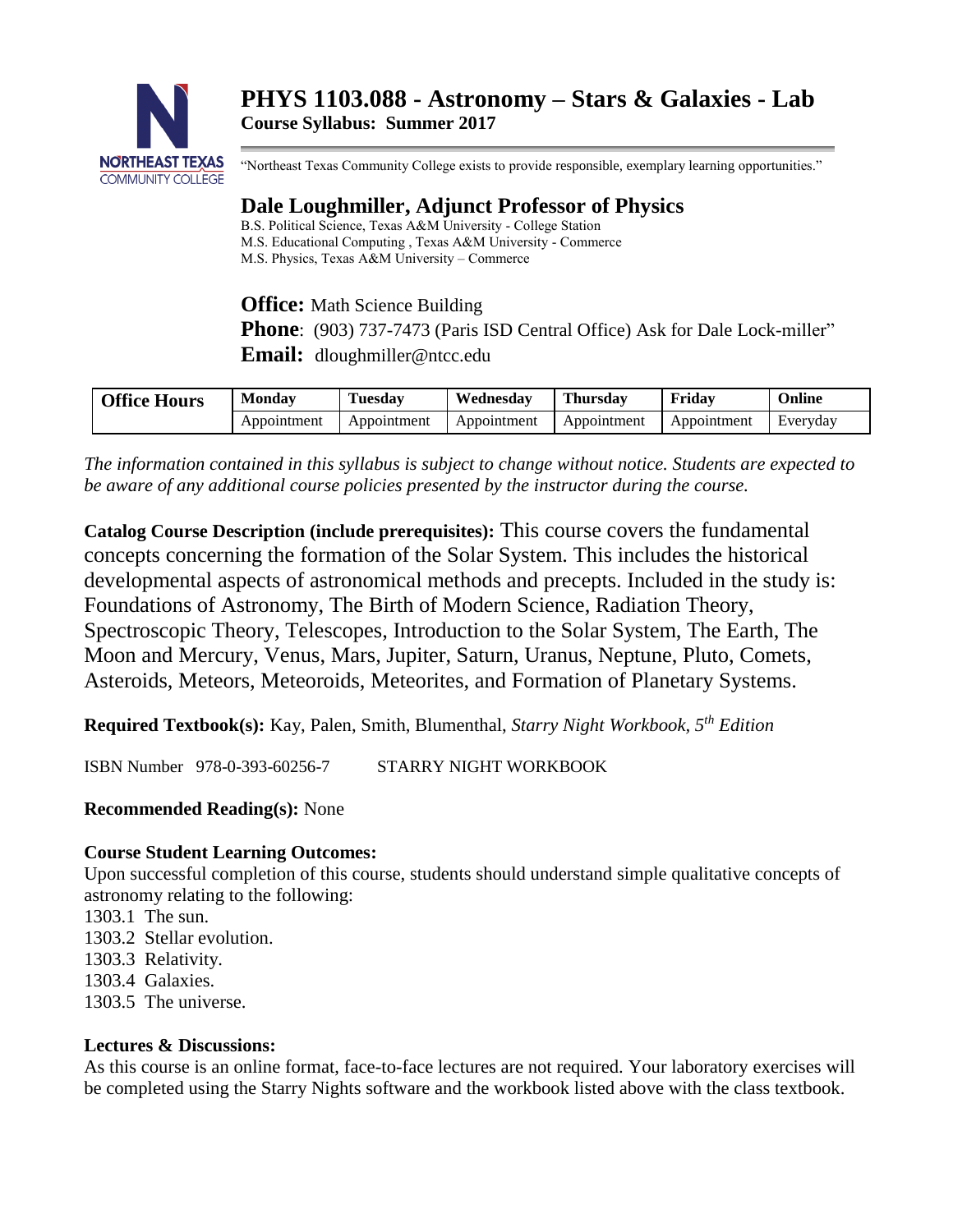# PHYS 1103.088 - Astronomy – Stars & Galaxies - Lab

**Course Syllabus: Summer 2017**

"Northeast Texas Community College exists to provide responsible, exemplary learning opportunities."

## Dale Loughmiller, Adjunct Professor of Physics

B.S. Political Science, Texas A&M University - College Station
M.S. Educational Computing , Texas A&M University - Commerce
M.S. Physics, Texas A&M University – Commerce

**Office:** Math Science Building
**Phone**: (903) 737-7473 (Paris ISD Central Office) Ask for Dale Lock-miller"
**Email:** dloughmiller@ntcc.edu

| Office Hours | Monday | Tuesday | Wednesday | Thursday | Friday | Online |
|---|---|---|---|---|---|---|
| | Appointment | Appointment | Appointment | Appointment | Appointment | Everyday |

*The information contained in this syllabus is subject to change without notice. Students are expected to be aware of any additional course policies presented by the instructor during the course.*

**Catalog Course Description (include prerequisites):** This course covers the fundamental concepts concerning the formation of the Solar System. This includes the historical developmental aspects of astronomical methods and precepts. Included in the study is: Foundations of Astronomy, The Birth of Modern Science, Radiation Theory, Spectroscopic Theory, Telescopes, Introduction to the Solar System, The Earth, The Moon and Mercury, Venus, Mars, Jupiter, Saturn, Uranus, Neptune, Pluto, Comets, Asteroids, Meteors, Meteoroids, Meteorites, and Formation of Planetary Systems.

**Required Textbook(s):** Kay, Palen, Smith, Blumenthal, *Starry Night Workbook, 5th Edition*

ISBN Number 978-0-393-60256-7 STARRY NIGHT WORKBOOK

**Recommended Reading(s):** None

**Course Student Learning Outcomes:**
Upon successful completion of this course, students should understand simple qualitative concepts of astronomy relating to the following:
1303.1 The sun.
1303.2 Stellar evolution.
1303.3 Relativity.
1303.4 Galaxies.
1303.5 The universe.

**Lectures & Discussions:**
As this course is an online format, face-to-face lectures are not required. Your laboratory exercises will be completed using the Starry Nights software and the workbook listed above with the class textbook.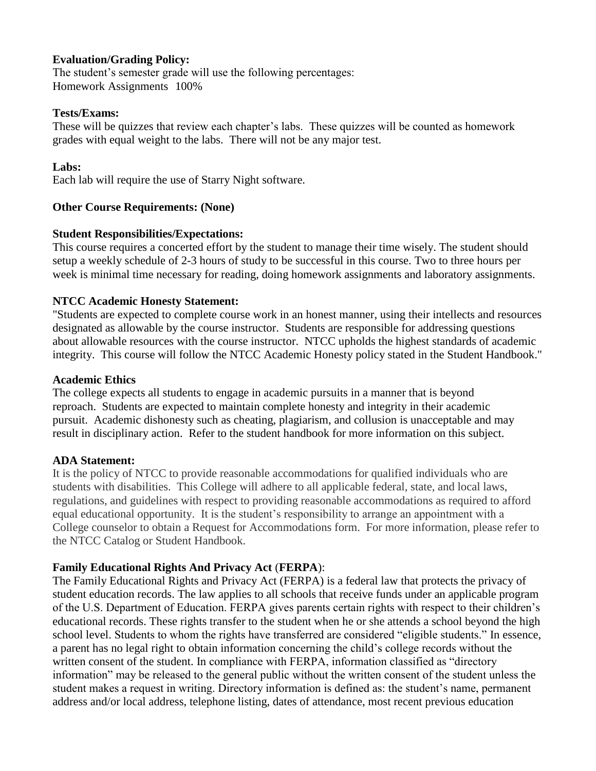**Evaluation/Grading Policy:**
The student's semester grade will use the following percentages:
Homework Assignments 100%

**Tests/Exams:**
These will be quizzes that review each chapter's labs. These quizzes will be counted as homework grades with equal weight to the labs. There will not be any major test.

**Labs:**
Each lab will require the use of Starry Night software.

**Other Course Requirements: (None)**

**Student Responsibilities/Expectations:**
This course requires a concerted effort by the student to manage their time wisely. The student should setup a weekly schedule of 2-3 hours of study to be successful in this course. Two to three hours per week is minimal time necessary for reading, doing homework assignments and laboratory assignments.

**NTCC Academic Honesty Statement:**
"Students are expected to complete course work in an honest manner, using their intellects and resources designated as allowable by the course instructor. Students are responsible for addressing questions about allowable resources with the course instructor. NTCC upholds the highest standards of academic integrity. This course will follow the NTCC Academic Honesty policy stated in the Student Handbook."

**Academic Ethics**
The college expects all students to engage in academic pursuits in a manner that is beyond reproach. Students are expected to maintain complete honesty and integrity in their academic pursuit. Academic dishonesty such as cheating, plagiarism, and collusion is unacceptable and may result in disciplinary action. Refer to the student handbook for more information on this subject.

**ADA Statement:**
It is the policy of NTCC to provide reasonable accommodations for qualified individuals who are students with disabilities. This College will adhere to all applicable federal, state, and local laws, regulations, and guidelines with respect to providing reasonable accommodations as required to afford equal educational opportunity. It is the student's responsibility to arrange an appointment with a College counselor to obtain a Request for Accommodations form. For more information, please refer to the NTCC Catalog or Student Handbook.

**Family Educational Rights And Privacy Act** (**FERPA**):
The Family Educational Rights and Privacy Act (FERPA) is a federal law that protects the privacy of student education records. The law applies to all schools that receive funds under an applicable program of the U.S. Department of Education. FERPA gives parents certain rights with respect to their children's educational records. These rights transfer to the student when he or she attends a school beyond the high school level. Students to whom the rights have transferred are considered "eligible students." In essence, a parent has no legal right to obtain information concerning the child's college records without the written consent of the student. In compliance with FERPA, information classified as "directory information" may be released to the general public without the written consent of the student unless the student makes a request in writing. Directory information is defined as: the student's name, permanent address and/or local address, telephone listing, dates of attendance, most recent previous education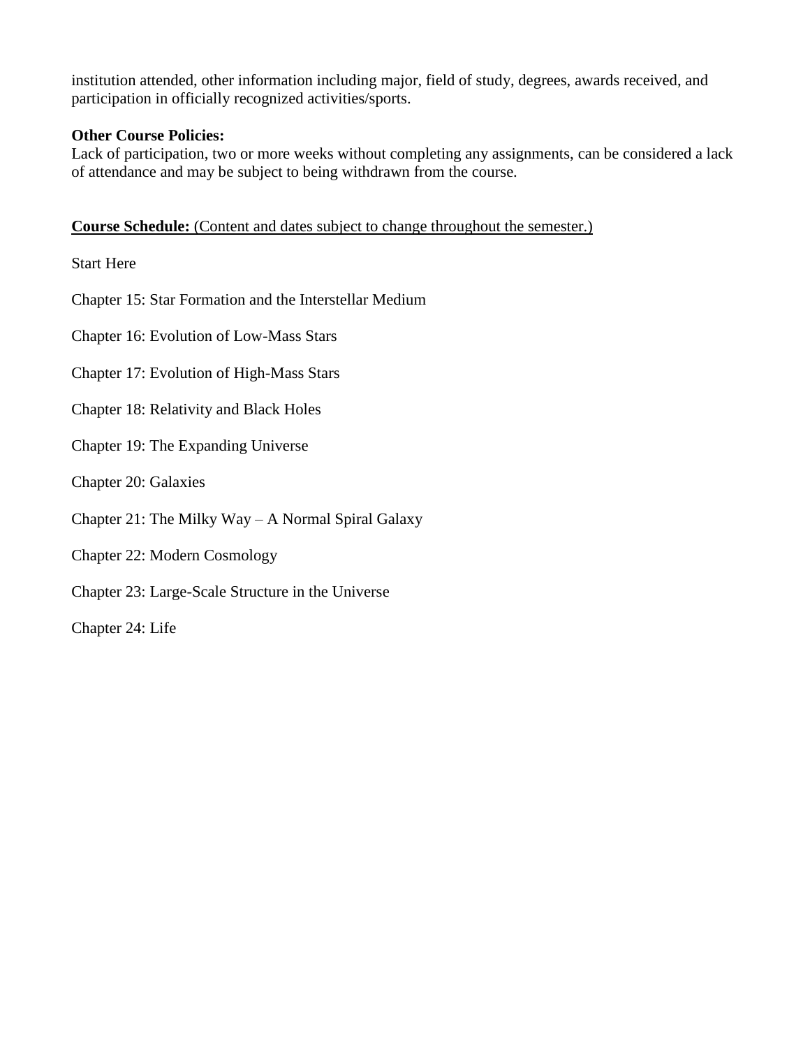institution attended, other information including major, field of study, degrees, awards received, and participation in officially recognized activities/sports.

**Other Course Policies:**
Lack of participation, two or more weeks without completing any assignments, can be considered a lack of attendance and may be subject to being withdrawn from the course.

**Course Schedule:** (Content and dates subject to change throughout the semester.)

Start Here

Chapter 15: Star Formation and the Interstellar Medium

Chapter 16: Evolution of Low-Mass Stars

Chapter 17: Evolution of High-Mass Stars

Chapter 18: Relativity and Black Holes

Chapter 19: The Expanding Universe

Chapter 20: Galaxies

Chapter 21: The Milky Way – A Normal Spiral Galaxy

Chapter 22: Modern Cosmology

Chapter 23: Large-Scale Structure in the Universe

Chapter 24: Life